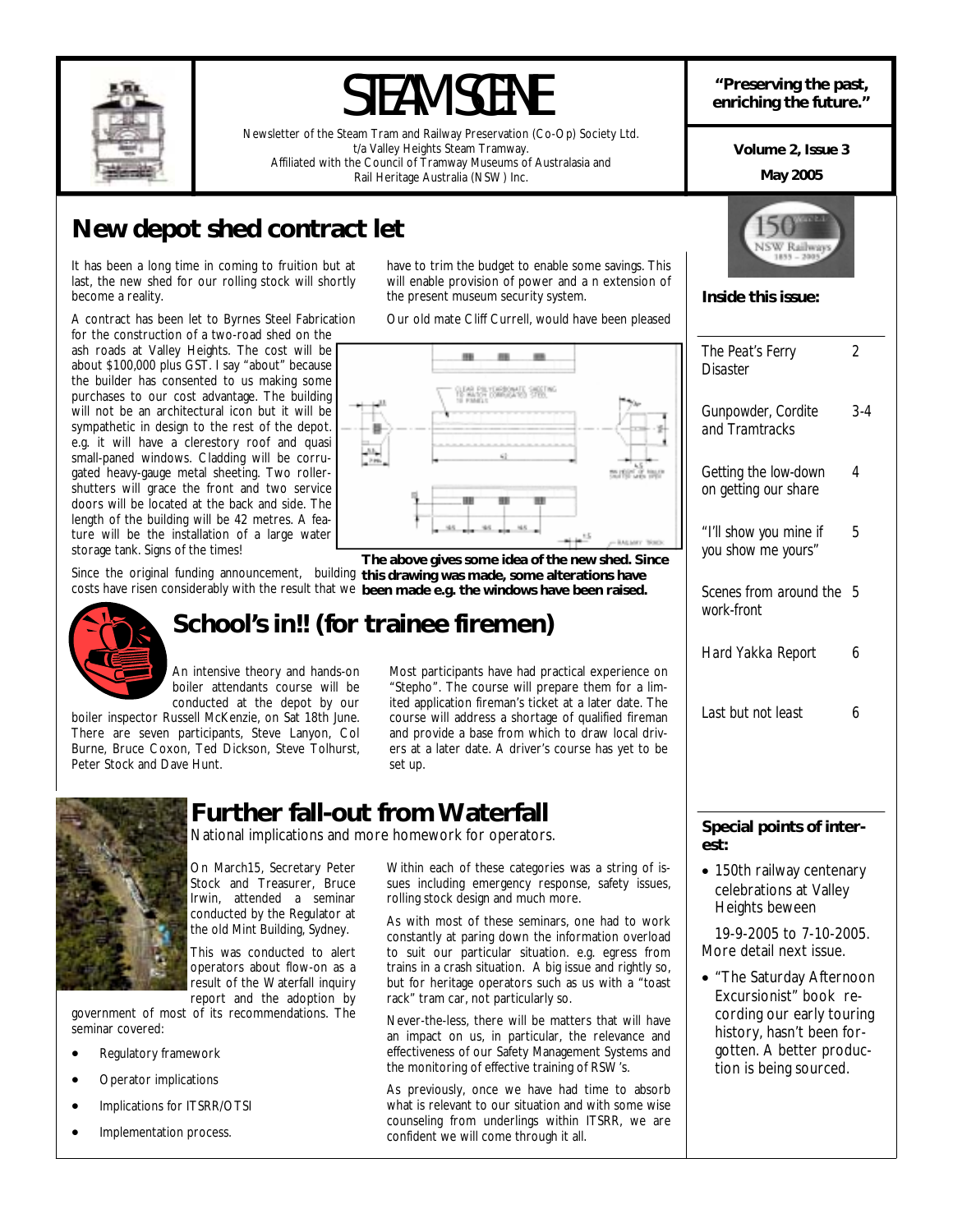# STEAM SCENE

Newsletter of the Steam Tram and Railway Preservation (Co-Op) Society Ltd.
t/a Valley Heights Steam Tramway.
Affiliated with the Council of Tramway Museums of Australasia and
Rail Heritage Australia (NSW) Inc.

**"Preserving the past, enriching the future."**

**Volume 2, Issue 3**

**May 2005**

## New depot shed contract let

It has been a long time in coming to fruition but at last, the new shed for our rolling stock will shortly become a reality.

A contract has been let to Byrnes Steel Fabrication for the construction of a two-road shed on the ash roads at Valley Heights. The cost will be about $100,000 plus GST. I say "about" because the builder has consented to us making some purchases to our cost advantage. The building will not be an architectural icon but it will be sympathetic in design to the rest of the depot. e.g. it will have a clerestory roof and quasi small-paned windows. Cladding will be corrugated heavy-gauge metal sheeting. Two roller-shutters will grace the front and two service doors will be located at the back and side. The length of the building will be 42 metres. A feature will be the installation of a large water storage tank. Signs of the times!

Since the original funding announcement, building costs have risen considerably with the result that we have to trim the budget to enable some savings. This will enable provision of power and a n extension of the present museum security system.

Our old mate Cliff Currell, would have been pleased

**The above gives some idea of the new shed. Since this drawing was made, some alterations have been made e.g. the windows have been raised.**

## School's in!! (for trainee firemen)

An intensive theory and hands-on boiler attendants course will be conducted at the depot by our boiler inspector Russell McKenzie, on Sat 18th June. There are seven participants, Steve Lanyon, Col Burne, Bruce Coxon, Ted Dickson, Steve Tolhurst, Peter Stock and Dave Hunt.

Most participants have had practical experience on "Stepho". The course will prepare them for a limited application fireman's ticket at a later date. The course will address a shortage of qualified fireman and provide a base from which to draw local drivers at a later date. A driver's course has yet to be set up.

## Further fall-out from Waterfall

National implications and more homework for operators.

On March15, Secretary Peter Stock and Treasurer, Bruce Irwin, attended a seminar conducted by the Regulator at the old Mint Building, Sydney.

This was conducted to alert operators about flow-on as a result of the Waterfall inquiry report and the adoption by government of most of its recommendations. The seminar covered:

- Regulatory framework
- Operator implications
- Implications for ITSRR/OTSI
- Implementation process.

Within each of these categories was a string of issues including emergency response, safety issues, rolling stock design and much more.

As with most of these seminars, one had to work constantly at paring down the information overload to suit our particular situation. e.g. egress from trains in a crash situation. A big issue and rightly so, but for heritage operators such as us with a "toast rack" tram car, not particularly so.

Never-the-less, there will be matters that will have an impact on us, in particular, the relevance and effectiveness of our Safety Management Systems and the monitoring of effective training of RSW's.

As previously, once we have had time to absorb what is relevant to our situation and with some wise counseling from underlings within ITSRR, we are confident we will come through it all.

**Inside this issue:**

| | |
|---|---|
| The Peat's Ferry Disaster | 2 |
| Gunpowder, Cordite and Tramtracks | 3-4 |
| Getting the low-down on getting our share | 4 |
| "I'll show you mine if you show me yours" | 5 |
| Scenes from around the work-front | 5 |
| Hard Yakka Report | 6 |
| Last but not least | 6 |

**Special points of interest:**

- 150th railway centenary celebrations at Valley Heights beween 19-9-2005 to 7-10-2005. More detail next issue.
- "The Saturday Afternoon Excursionist" book recording our early touring history, hasn't been forgotten. A better production is being sourced.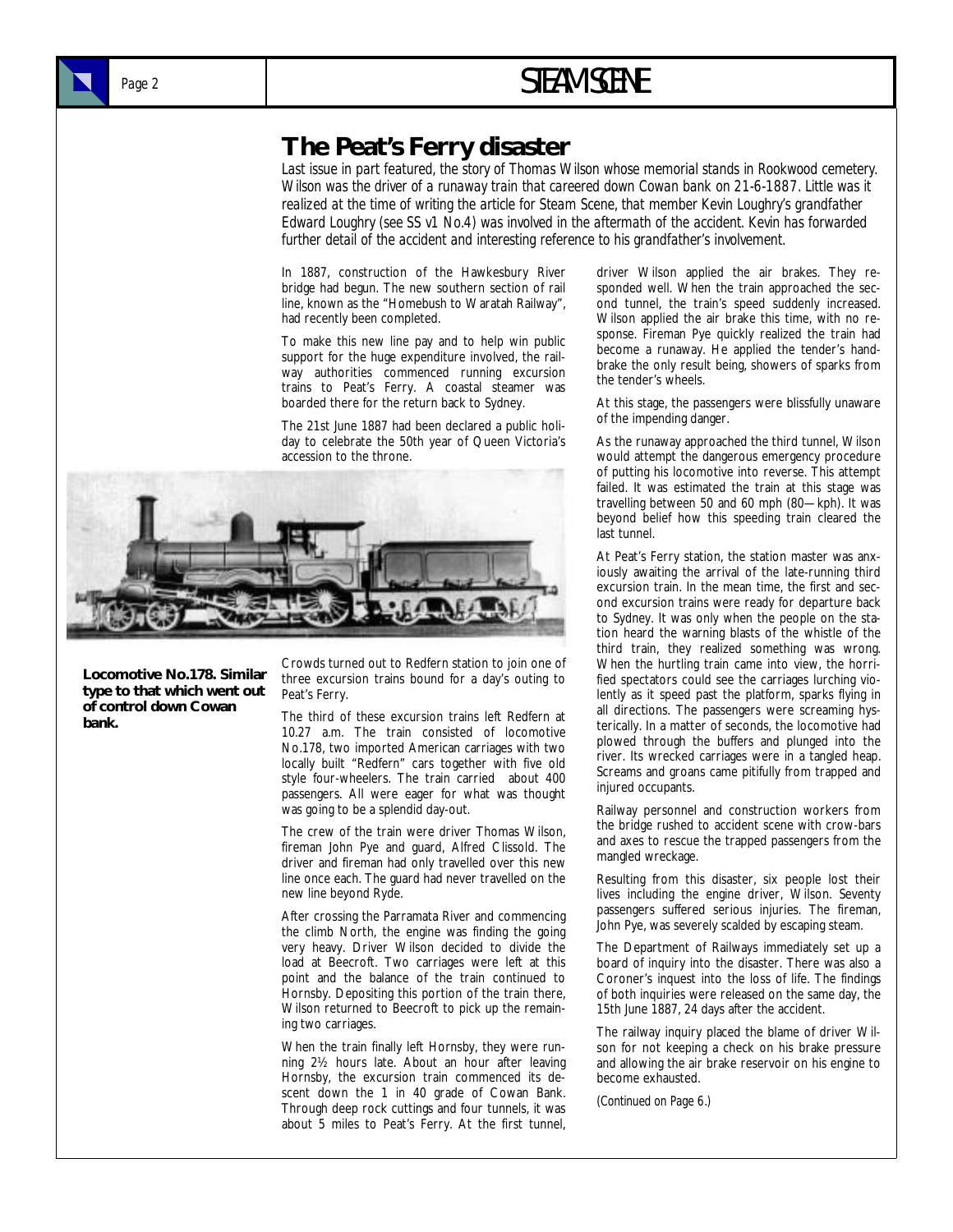# The Peat's Ferry disaster

*Last issue in part featured, the story of Thomas Wilson whose memorial stands in Rookwood cemetery. Wilson was the driver of a runaway train that careered down Cowan bank on 21-6-1887. Little was it realized at the time of writing the article for Steam Scene, that member Kevin Loughry's grandfather Edward Loughry (see SS v1 No.4) was involved in the aftermath of the accident. Kevin has forwarded further detail of the accident and interesting reference to his grandfather's involvement.*

In 1887, construction of the Hawkesbury River bridge had begun. The new southern section of rail line, known as the "Homebush to Waratah Railway", had recently been completed.

To make this new line pay and to help win public support for the huge expenditure involved, the railway authorities commenced running excursion trains to Peat's Ferry. A coastal steamer was boarded there for the return back to Sydney.

The 21st June 1887 had been declared a public holiday to celebrate the 50th year of Queen Victoria's accession to the throne.

**Locomotive No.178. Similar type to that which went out of control down Cowan bank.**

Crowds turned out to Redfern station to join one of three excursion trains bound for a day's outing to Peat's Ferry.

The third of these excursion trains left Redfern at 10.27 a.m. The train consisted of locomotive No.178, two imported American carriages with two locally built "Redfern" cars together with five old style four-wheelers. The train carried about 400 passengers. All were eager for what was thought was going to be a splendid day-out.

The crew of the train were driver Thomas Wilson, fireman John Pye and guard, Alfred Clissold. The driver and fireman had only travelled over this new line once each. The guard had never travelled on the new line beyond Ryde.

After crossing the Parramata River and commencing the climb North, the engine was finding the going very heavy. Driver Wilson decided to divide the load at Beecroft. Two carriages were left at this point and the balance of the train continued to Hornsby. Depositing this portion of the train there, Wilson returned to Beecroft to pick up the remaining two carriages.

When the train finally left Hornsby, they were running 2½ hours late. About an hour after leaving Hornsby, the excursion train commenced its descent down the 1 in 40 grade of Cowan Bank. Through deep rock cuttings and four tunnels, it was about 5 miles to Peat's Ferry. At the first tunnel, driver Wilson applied the air brakes. They responded well. When the train approached the second tunnel, the train's speed suddenly increased. Wilson applied the air brake this time, with no response. Fireman Pye quickly realized the train had become a runaway. He applied the tender's handbrake the only result being, showers of sparks from the tender's wheels.

At this stage, the passengers were blissfully unaware of the impending danger.

As the runaway approached the third tunnel, Wilson would attempt the dangerous emergency procedure of putting his locomotive into reverse. This attempt failed. It was estimated the train at this stage was travelling between 50 and 60 mph (80—kph). It was beyond belief how this speeding train cleared the last tunnel.

At Peat's Ferry station, the station master was anxiously awaiting the arrival of the late-running third excursion train. In the mean time, the first and second excursion trains were ready for departure back to Sydney. It was only when the people on the station heard the warning blasts of the whistle of the third train, they realized something was wrong. When the hurtling train came into view, the horrified spectators could see the carriages lurching violently as it speed past the platform, sparks flying in all directions. The passengers were screaming hysterically. In a matter of seconds, the locomotive had plowed through the buffers and plunged into the river. Its wrecked carriages were in a tangled heap. Screams and groans came pitifully from trapped and injured occupants.

Railway personnel and construction workers from the bridge rushed to accident scene with crow-bars and axes to rescue the trapped passengers from the mangled wreckage.

Resulting from this disaster, six people lost their lives including the engine driver, Wilson. Seventy passengers suffered serious injuries. The fireman, John Pye, was severely scalded by escaping steam.

The Department of Railways immediately set up a board of inquiry into the disaster. There was also a Coroner's inquest into the loss of life. The findings of both inquiries were released on the same day, the 15th June 1887, 24 days after the accident.

The railway inquiry placed the blame of driver Wilson for not keeping a check on his brake pressure and allowing the air brake reservoir on his engine to become exhausted.

*(Continued on Page 6.)*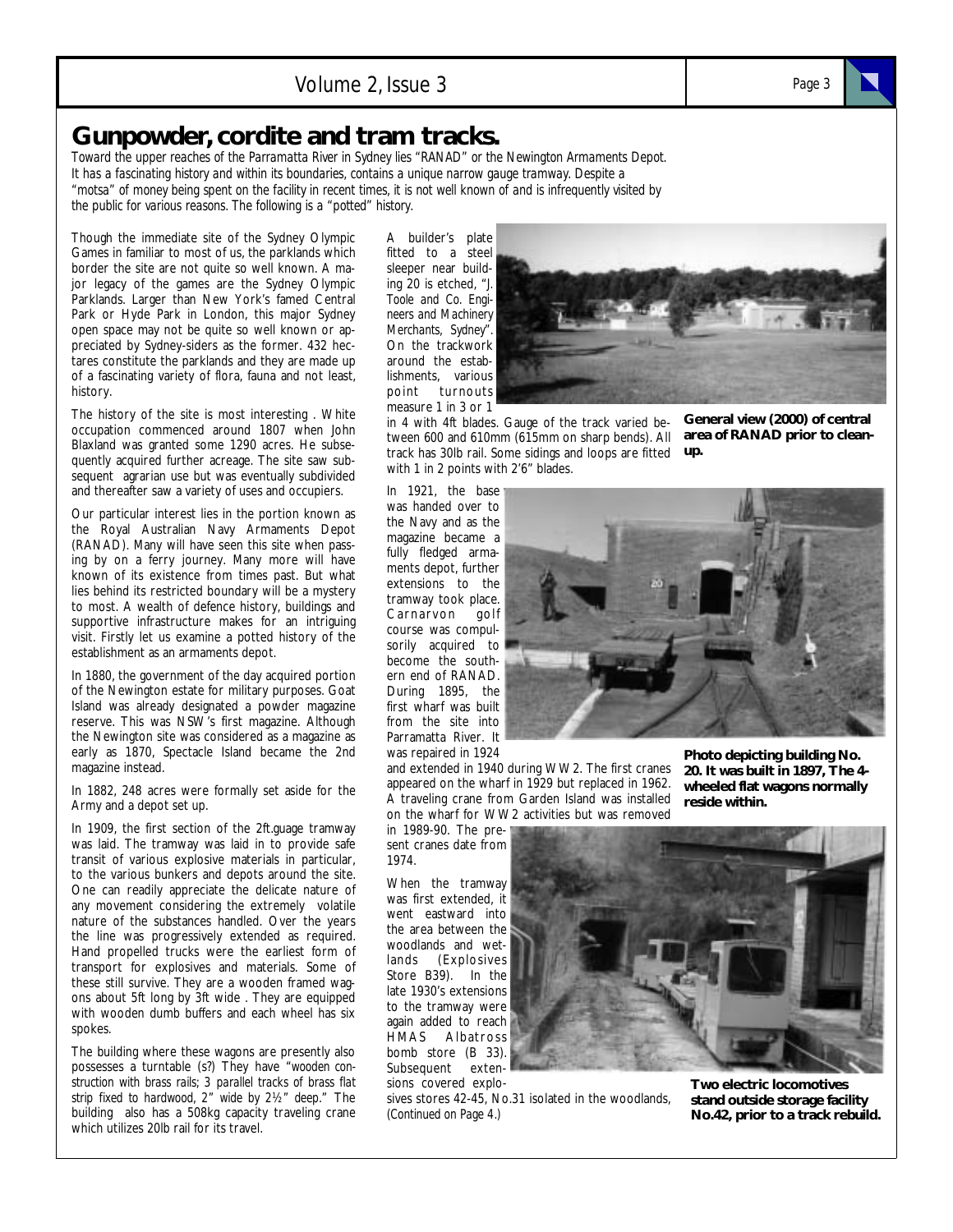# Gunpowder, cordite and tram tracks.

*Toward the upper reaches of the Parramatta River in Sydney lies "RANAD" or the Newington Armaments Depot. It has a fascinating history and within its boundaries, contains a unique narrow gauge tramway. Despite a "motsa" of money being spent on the facility in recent times, it is not well known of and is infrequently visited by the public for various reasons. The following is a "potted" history.*

Though the immediate site of the Sydney Olympic Games in familiar to most of us, the parklands which border the site are not quite so well known. A major legacy of the games are the Sydney Olympic Parklands. Larger than New York's famed Central Park or Hyde Park in London, this major Sydney open space may not be quite so well known or appreciated by Sydney-siders as the former. 432 hectares constitute the parklands and they are made up of a fascinating variety of flora, fauna and not least, history.

The history of the site is most interesting . White occupation commenced around 1807 when John Blaxland was granted some 1290 acres. He subsequently acquired further acreage. The site saw subsequent agrarian use but was eventually subdivided and thereafter saw a variety of uses and occupiers.

Our particular interest lies in the portion known as the Royal Australian Navy Armaments Depot (RANAD). Many will have seen this site when passing by on a ferry journey. Many more will have known of its existence from times past. But what lies behind its restricted boundary will be a mystery to most. A wealth of defence history, buildings and supportive infrastructure makes for an intriguing visit. Firstly let us examine a potted history of the establishment as an armaments depot.

In 1880, the government of the day acquired portion of the Newington estate for military purposes. Goat Island was already designated a powder magazine reserve. This was NSW's first magazine. Although the Newington site was considered as a magazine as early as 1870, Spectacle Island became the 2nd magazine instead.

In 1882, 248 acres were formally set aside for the Army and a depot set up.

In 1909, the first section of the 2ft.guage tramway was laid. The tramway was laid in to provide safe transit of various explosive materials in particular, to the various bunkers and depots around the site. One can readily appreciate the delicate nature of any movement considering the extremely volatile nature of the substances handled. Over the years the line was progressively extended as required. Hand propelled trucks were the earliest form of transport for explosives and materials. Some of these still survive. They are a wooden framed wagons about 5ft long by 3ft wide . They are equipped with wooden dumb buffers and each wheel has six spokes.

The building where these wagons are presently also possesses a turntable (s?) They have "wooden construction with brass rails; 3 parallel tracks of brass flat strip fixed to hardwood, 2" wide by 2½" deep." The building also has a 508kg capacity traveling crane which utilizes 20lb rail for its travel.

A builder's plate fitted to a steel sleeper near building 20 is etched, "J. Toole and Co. Engineers and Machinery Merchants, Sydney". On the trackwork around the establishments, various point turnouts measure 1 in 3 or 1 in 4 with 4ft blades. Gauge of the track varied between 600 and 610mm (615mm on sharp bends). All track has 30lb rail. Some sidings and loops are fitted with 1 in 2 points with 2'6" blades.

**General view (2000) of central area of RANAD prior to clean-up.**

In 1921, the base was handed over to the Navy and as the magazine became a fully fledged armaments depot, further extensions to the tramway took place. Carnarvon golf course was compulsorily acquired to become the southern end of RANAD. During 1895, the first wharf was built from the site into Parramatta River. It was repaired in 1924 and extended in 1940 during WW2. The first cranes appeared on the wharf in 1929 but replaced in 1962. A traveling crane from Garden Island was installed on the wharf for WW2 activities but was removed in 1989-90. The present cranes date from 1974.

**Photo depicting building No. 20. It was built in 1897, The 4-wheeled flat wagons normally reside within.**

When the tramway was first extended, it went eastward into the area between the woodlands and wetlands (Explosives Store B39). In the late 1930's extensions to the tramway were again added to reach HMAS Albatross bomb store (B 33). Subsequent extensions covered explosives stores 42-45, No.31 isolated in the woodlands, *(Continued on Page 4.)*

**Two electric locomotives stand outside storage facility No.42, prior to a track rebuild.**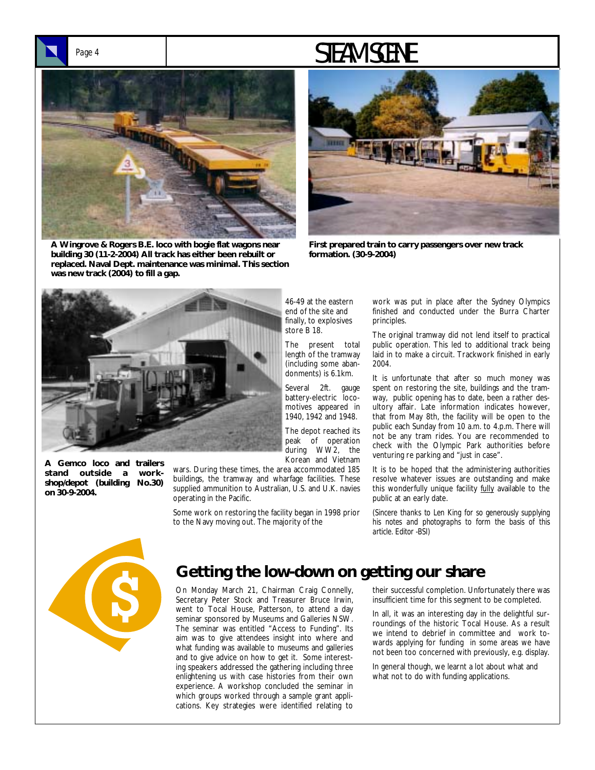A Wingrove & Rogers B.E. loco with bogie flat wagons near building 30 (11-2-2004) All track has either been rebuilt or replaced. Naval Dept. maintenance was minimal. This section was new track (2004) to fill a gap.

First prepared train to carry passengers over new track formation. (30-9-2004)

A Gemco loco and trailers stand outside a workshop/depot (building No.30) on 30-9-2004.

46-49 at the eastern end of the site and finally, to explosives store B 18.

The present total length of the tramway (including some abandonments) is 6.1km.

Several 2ft. gauge battery-electric locomotives appeared in 1940, 1942 and 1948.

The depot reached its peak of operation during WW2, the Korean and Vietnam wars. During these times, the area accommodated 185 buildings, the tramway and wharfage facilities. These supplied ammunition to Australian, U.S. and U.K. navies operating in the Pacific.

Some work on restoring the facility began in 1998 prior to the Navy moving out. The majority of the work was put in place after the Sydney Olympics finished and conducted under the Burra Charter principles.

The original tramway did not lend itself to practical public operation. This led to additional track being laid in to make a circuit. Trackwork finished in early 2004.

It is unfortunate that after so much money was spent on restoring the site, buildings and the tramway, public opening has to date, been a rather desultory affair. Late information indicates however, that from May 8th, the facility will be open to the public each Sunday from 10 a.m. to 4.p.m. There will not be any tram rides. You are recommended to check with the Olympic Park authorities before venturing re parking and "just in case".

It is to be hoped that the administering authorities resolve whatever issues are outstanding and make this wonderfully unique facility fully available to the public at an early date.

*(Sincere thanks to Len King for so generously supplying his notes and photographs to form the basis of this article. Editor -BSI)*

## Getting the low-down on getting our share

On Monday March 21, Chairman Craig Connelly, Secretary Peter Stock and Treasurer Bruce Irwin, went to Tocal House, Patterson, to attend a day seminar sponsored by Museums and Galleries NSW. The seminar was entitled "Access to Funding". Its aim was to give attendees insight into where and what funding was available to museums and galleries and to give advice on how to get it. Some interesting speakers addressed the gathering including three enlightening us with case histories from their own experience. A workshop concluded the seminar in which groups worked through a sample grant applications. Key strategies were identified relating to their successful completion. Unfortunately there was insufficient time for this segment to be completed.

In all, it was an interesting day in the delightful surroundings of the historic Tocal House. As a result we intend to debrief in committee and work towards applying for funding in some areas we have not been too concerned with previously, e.g. display.

In general though, we learnt a lot about what and what not to do with funding applications.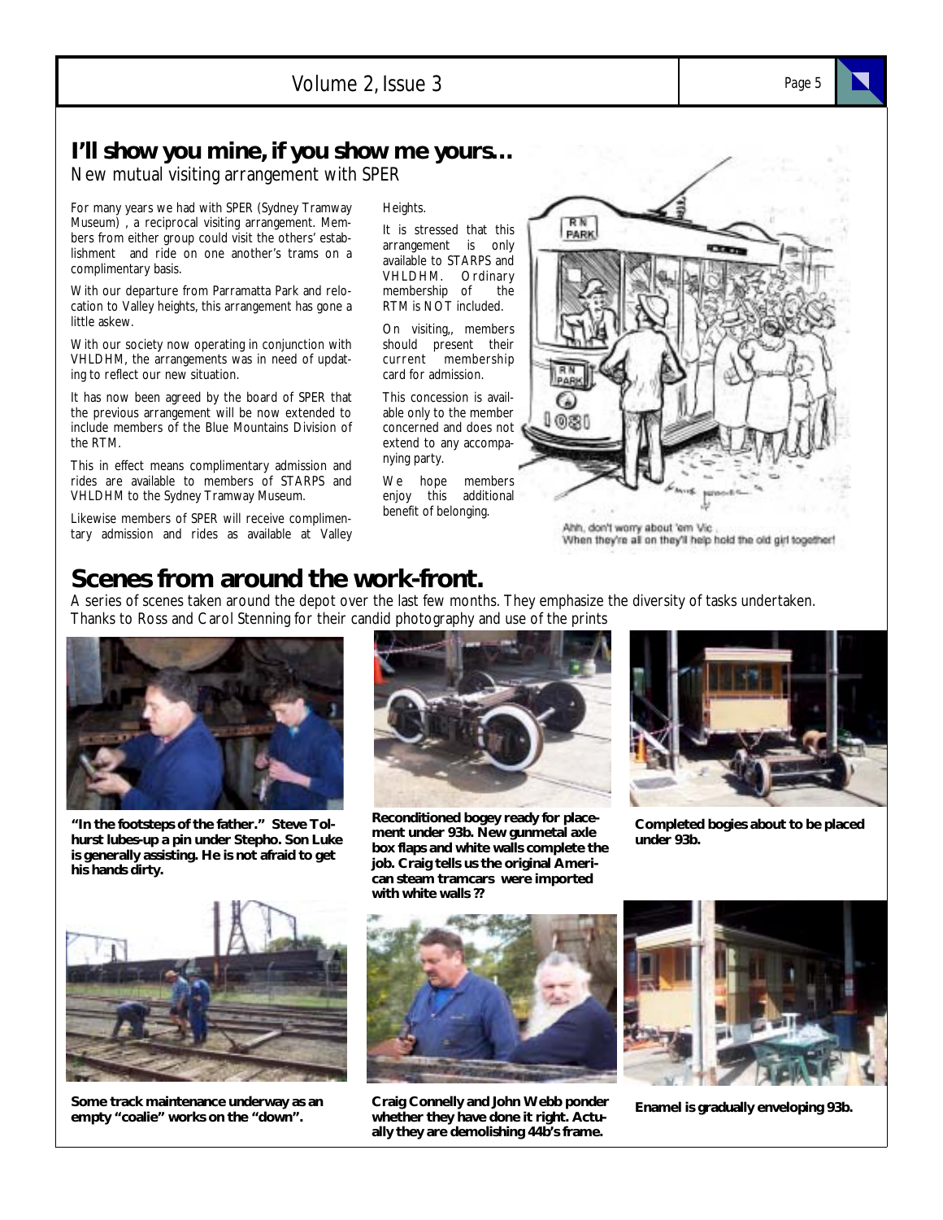## I'll show you mine, if you show me yours…

New mutual visiting arrangement with SPER

For many years we had with SPER (Sydney Tramway Museum) , a reciprocal visiting arrangement. Members from either group could visit the others' establishment and ride on one another's trams on a complimentary basis.

With our departure from Parramatta Park and relocation to Valley heights, this arrangement has gone a little askew.

With our society now operating in conjunction with VHLDHM, the arrangements was in need of updating to reflect our new situation.

It has now been agreed by the board of SPER that the previous arrangement will be now extended to include members of the Blue Mountains Division of the RTM.

This in effect means complimentary admission and rides are available to members of STARPS and VHLDHM to the Sydney Tramway Museum.

Likewise members of SPER will receive complimentary admission and rides as available at Valley Heights.

It is stressed that this arrangement is only available to STARPS and VHLDHM. Ordinary membership of the RTM is NOT included.

On visiting,, members should present their current membership card for admission.

This concession is available only to the member concerned and does not extend to any accompanying party.

We hope members enjoy this additional benefit of belonging.

Ahh, don't worry about 'em Vic . When they're all on they'll help hold the old girl together!

## Scenes from around the work-front.

A series of scenes taken around the depot over the last few months. They emphasize the diversity of tasks undertaken. Thanks to Ross and Carol Stenning for their candid photography and use of the prints

**"In the footsteps of the father." Steve Tolhurst lubes-up a pin under Stepho. Son Luke is generally assisting. He is not afraid to get his hands dirty.**

**Reconditioned bogey ready for placement under 93b. New gunmetal axle box flaps and white walls complete the job. Craig tells us the original American steam tramcars were imported with white walls ??**

**Completed bogies about to be placed under 93b.**

**Some track maintenance underway as an empty "coalie" works on the "down".**

**Craig Connelly and John Webb ponder whether they have done it right. Actually they are demolishing 44b's frame.**

**Enamel is gradually enveloping 93b.**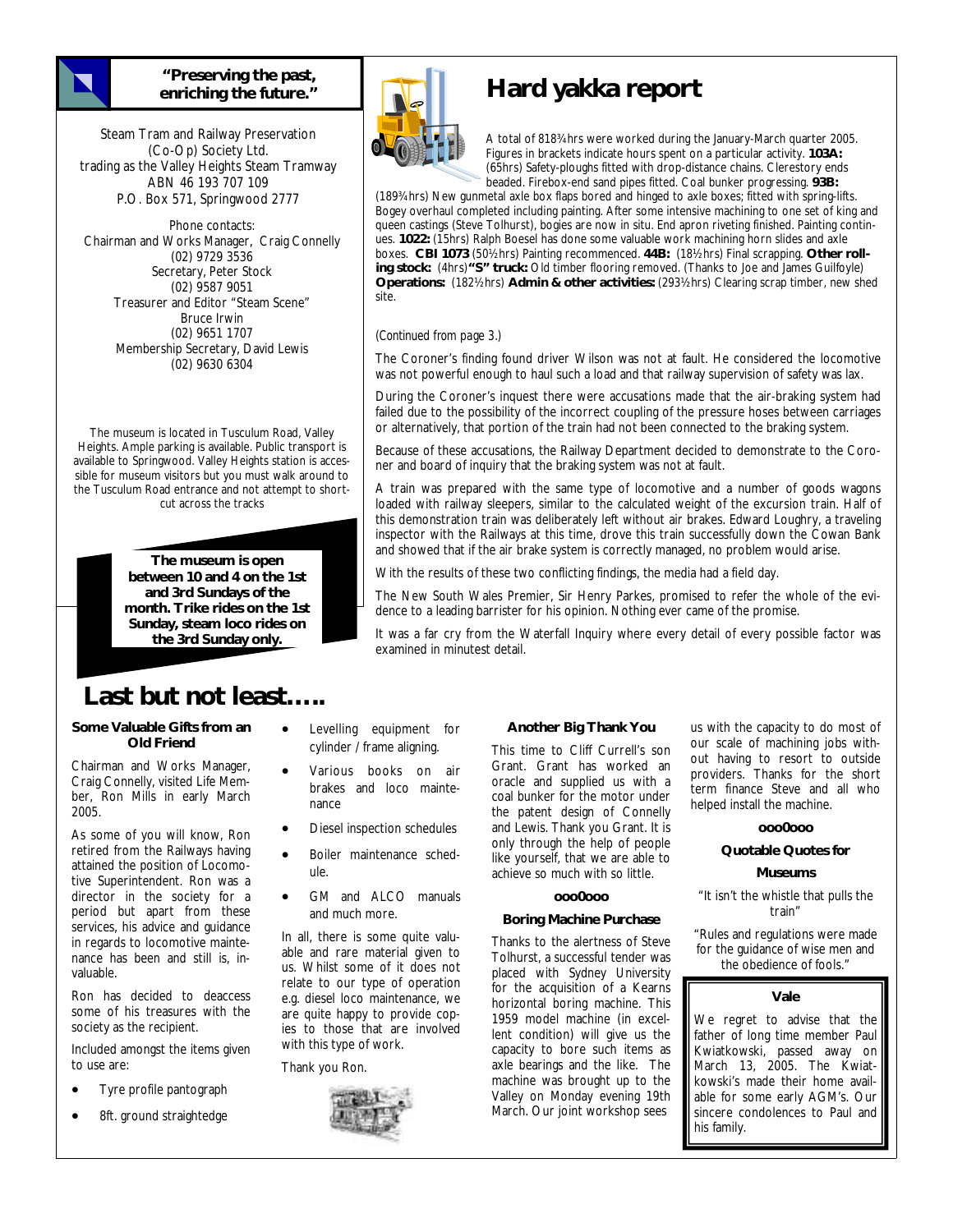**"Preserving the past, enriching the future."**

Steam Tram and Railway Preservation (Co-Op) Society Ltd.
trading as the Valley Heights Steam Tramway
ABN 46 193 707 109
P.O. Box 571, Springwood 2777

Phone contacts:
Chairman and Works Manager, Craig Connelly
(02) 9729 3536
Secretary, Peter Stock
(02) 9587 9051
Treasurer and Editor "Steam Scene"
Bruce Irwin
(02) 9651 1707
Membership Secretary, David Lewis
(02) 9630 6304

The museum is located in Tusculum Road, Valley Heights. Ample parking is available. Public transport is available to Springwood. Valley Heights station is accessible for museum visitors but you must walk around to the Tusculum Road entrance and not attempt to short-cut across the tracks

**The museum is open between 10 and 4 on the 1st and 3rd Sundays of the month. Trike rides on the 1st Sunday, steam loco rides on the 3rd Sunday only.**

# Hard yakka report

A total of 818¾hrs were worked during the January-March quarter 2005. Figures in brackets indicate hours spent on a particular activity. **103A:** (65hrs) Safety-ploughs fitted with drop-distance chains. Clerestory ends beaded. Firebox-end sand pipes fitted. Coal bunker progressing. **93B:** (189¾hrs) New gunmetal axle box flaps bored and hinged to axle boxes; fitted with spring-lifts. Bogey overhaul completed including painting. After some intensive machining to one set of king and queen castings (Steve Tolhurst), bogies are now in situ. End apron riveting finished. Painting continues. **1022:** (15hrs) Ralph Boesel has done some valuable work machining horn slides and axle boxes. **CBI 1073** (50½hrs) Painting recommenced. **44B:** (18½hrs) Final scrapping. **Other rolling stock:** (4hrs) **"S" truck:** Old timber flooring removed. (Thanks to Joe and James Guilfoyle) **Operations:** (182½hrs) **Admin & other activities:** (293½hrs) Clearing scrap timber, new shed site.

*(Continued from page 3.)*

The Coroner's finding found driver Wilson was not at fault. He considered the locomotive was not powerful enough to haul such a load and that railway supervision of safety was lax.

During the Coroner's inquest there were accusations made that the air-braking system had failed due to the possibility of the incorrect coupling of the pressure hoses between carriages or alternatively, that portion of the train had not been connected to the braking system.

Because of these accusations, the Railway Department decided to demonstrate to the Coroner and board of inquiry that the braking system was not at fault.

A train was prepared with the same type of locomotive and a number of goods wagons loaded with railway sleepers, similar to the calculated weight of the excursion train. Half of this demonstration train was deliberately left without air brakes. Edward Loughry, a traveling inspector with the Railways at this time, drove this train successfully down the Cowan Bank and showed that if the air brake system is correctly managed, no problem would arise.

With the results of these two conflicting findings, the media had a field day.

The New South Wales Premier, Sir Henry Parkes, promised to refer the whole of the evidence to a leading barrister for his opinion. Nothing ever came of the promise.

It was a far cry from the Waterfall Inquiry where every detail of every possible factor was examined in minutest detail.

# Last but not least…..

**Some Valuable Gifts from an Old Friend**

Chairman and Works Manager, Craig Connelly, visited Life Member, Ron Mills in early March 2005.

As some of you will know, Ron retired from the Railways having attained the position of Locomotive Superintendent. Ron was a director in the society for a period but apart from these services, his advice and guidance in regards to locomotive maintenance has been and still is, invaluable.

Ron has decided to deaccess some of his treasures with the society as the recipient.

Included amongst the items given to use are:

- Tyre profile pantograph
- 8ft. ground straightedge
- Levelling equipment for cylinder / frame aligning.
- Various books on air brakes and loco maintenance
- Diesel inspection schedules
- Boiler maintenance schedule.
- GM and ALCO manuals and much more.

In all, there is some quite valuable and rare material given to us. Whilst some of it does not relate to our type of operation e.g. diesel loco maintenance, we are quite happy to provide copies to those that are involved with this type of work.

Thank you Ron.

**Another Big Thank You**

This time to Cliff Currell's son Grant. Grant has worked an oracle and supplied us with a coal bunker for the motor under the patent design of Connelly and Lewis. Thank you Grant. It is only through the help of people like yourself, that we are able to achieve so much with so little.

**ooo0ooo**

**Boring Machine Purchase**

Thanks to the alertness of Steve Tolhurst, a successful tender was placed with Sydney University for the acquisition of a Kearns horizontal boring machine. This 1959 model machine (in excellent condition) will give us the capacity to bore such items as axle bearings and the like. The machine was brought up to the Valley on Monday evening 19th March. Our joint workshop sees us with the capacity to do most of our scale of machining jobs without having to resort to outside providers. Thanks for the short term finance Steve and all who helped install the machine.

**ooo0ooo**

**Quotable Quotes for Museums**

"It isn't the whistle that pulls the train"

"Rules and regulations were made for the guidance of wise men and the obedience of fools."

**Vale**

We regret to advise that the father of long time member Paul Kwiatkowski, passed away on March 13, 2005. The Kwiatkowski's made their home available for some early AGM's. Our sincere condolences to Paul and his family.